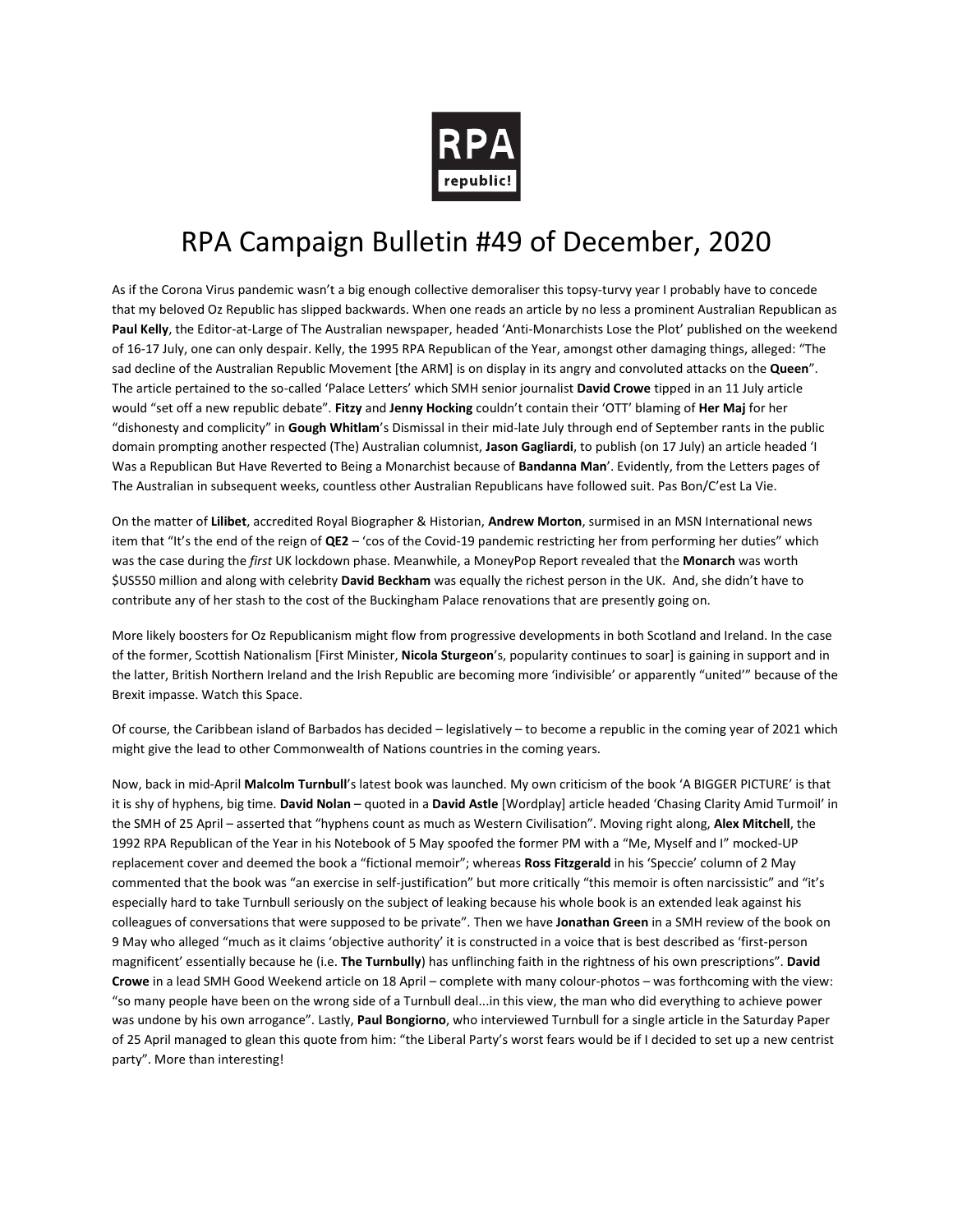# RPA Campaign Bulletin #49 of December, 2020

As if the Corona Virus pandemic wasn't a big enough collective demoraliser this topsy-turvy year I probably have to concede that my beloved Oz Republic has slipped backwards. When one reads an article by no less a prominent Australian Republican as **Paul Kelly**, the Editor-at-Large of The Australian newspaper, headed 'Anti-Monarchists Lose the Plot' published on the weekend of 16-17 July, one can only despair. Kelly, the 1995 RPA Republican of the Year, amongst other damaging things, alleged: "The sad decline of the Australian Republic Movement [the ARM] is on display in its angry and convoluted attacks on the **Queen**". The article pertained to the so-called 'Palace Letters' which SMH senior journalist **David Crowe** tipped in an 11 July article would "set off a new republic debate". **Fitzy** and **Jenny Hocking** couldn't contain their 'OTT' blaming of **Her Maj** for her "dishonesty and complicity" in **Gough Whitlam**'s Dismissal in their mid-late July through end of September rants in the public domain prompting another respected (The) Australian columnist, **Jason Gagliardi**, to publish (on 17 July) an article headed 'I Was a Republican But Have Reverted to Being a Monarchist because of **Bandanna Man**'. Evidently, from the Letters pages of The Australian in subsequent weeks, countless other Australian Republicans have followed suit. Pas Bon/C'est La Vie.

On the matter of **Lilibet**, accredited Royal Biographer & Historian, **Andrew Morton**, surmised in an MSN International news item that "It's the end of the reign of **QE2** – 'cos of the Covid-19 pandemic restricting her from performing her duties" which was the case during the *first* UK lockdown phase. Meanwhile, a MoneyPop Report revealed that the **Monarch** was worth $US550 million and along with celebrity **David Beckham** was equally the richest person in the UK. And, she didn't have to contribute any of her stash to the cost of the Buckingham Palace renovations that are presently going on.

More likely boosters for Oz Republicanism might flow from progressive developments in both Scotland and Ireland. In the case of the former, Scottish Nationalism [First Minister, **Nicola Sturgeon**'s, popularity continues to soar] is gaining in support and in the latter, British Northern Ireland and the Irish Republic are becoming more 'indivisible' or apparently "united'" because of the Brexit impasse. Watch this Space.

Of course, the Caribbean island of Barbados has decided – legislatively – to become a republic in the coming year of 2021 which might give the lead to other Commonwealth of Nations countries in the coming years.

Now, back in mid-April **Malcolm Turnbull**'s latest book was launched. My own criticism of the book 'A BIGGER PICTURE' is that it is shy of hyphens, big time. **David Nolan** – quoted in a **David Astle** [Wordplay] article headed 'Chasing Clarity Amid Turmoil' in the SMH of 25 April – asserted that "hyphens count as much as Western Civilisation". Moving right along, **Alex Mitchell**, the 1992 RPA Republican of the Year in his Notebook of 5 May spoofed the former PM with a "Me, Myself and I" mocked-UP replacement cover and deemed the book a "fictional memoir"; whereas **Ross Fitzgerald** in his 'Speccie' column of 2 May commented that the book was "an exercise in self-justification" but more critically "this memoir is often narcissistic" and "it's especially hard to take Turnbull seriously on the subject of leaking because his whole book is an extended leak against his colleagues of conversations that were supposed to be private". Then we have **Jonathan Green** in a SMH review of the book on 9 May who alleged "much as it claims 'objective authority' it is constructed in a voice that is best described as 'first-person magnificent' essentially because he (i.e. **The Turnbully**) has unflinching faith in the rightness of his own prescriptions". **David Crowe** in a lead SMH Good Weekend article on 18 April – complete with many colour-photos – was forthcoming with the view: "so many people have been on the wrong side of a Turnbull deal...in this view, the man who did everything to achieve power was undone by his own arrogance". Lastly, **Paul Bongiorno**, who interviewed Turnbull for a single article in the Saturday Paper of 25 April managed to glean this quote from him: "the Liberal Party's worst fears would be if I decided to set up a new centrist party". More than interesting!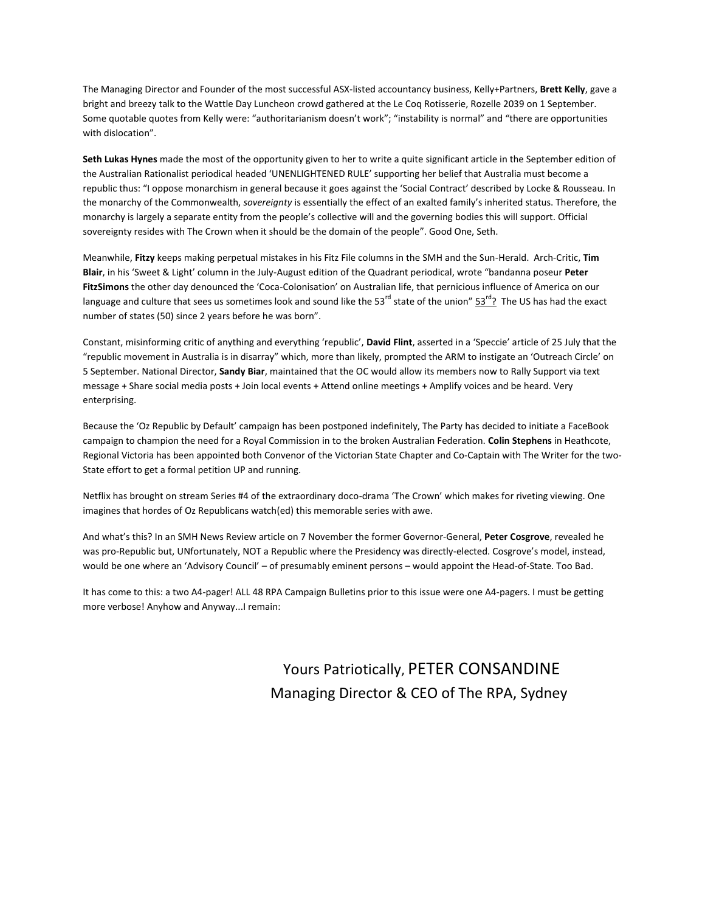The Managing Director and Founder of the most successful ASX-listed accountancy business, Kelly+Partners, **Brett Kelly**, gave a bright and breezy talk to the Wattle Day Luncheon crowd gathered at the Le Coq Rotisserie, Rozelle 2039 on 1 September. Some quotable quotes from Kelly were: "authoritarianism doesn't work"; "instability is normal" and "there are opportunities with dislocation".

**Seth Lukas Hynes** made the most of the opportunity given to her to write a quite significant article in the September edition of the Australian Rationalist periodical headed 'UNENLIGHTENED RULE' supporting her belief that Australia must become a republic thus: "I oppose monarchism in general because it goes against the 'Social Contract' described by Locke & Rousseau. In the monarchy of the Commonwealth, *sovereignty* is essentially the effect of an exalted family's inherited status. Therefore, the monarchy is largely a separate entity from the people's collective will and the governing bodies this will support. Official sovereignty resides with The Crown when it should be the domain of the people". Good One, Seth.

Meanwhile, **Fitzy** keeps making perpetual mistakes in his Fitz File columns in the SMH and the Sun-Herald. Arch-Critic, **Tim Blair**, in his 'Sweet & Light' column in the July-August edition of the Quadrant periodical, wrote "bandanna poseur **Peter FitzSimons** the other day denounced the 'Coca-Colonisation' on Australian life, that pernicious influence of America on our language and culture that sees us sometimes look and sound like the 53rd state of the union" 53rd? The US has had the exact number of states (50) since 2 years before he was born".

Constant, misinforming critic of anything and everything 'republic', **David Flint**, asserted in a 'Speccie' article of 25 July that the "republic movement in Australia is in disarray" which, more than likely, prompted the ARM to instigate an 'Outreach Circle' on 5 September. National Director, **Sandy Biar**, maintained that the OC would allow its members now to Rally Support via text message + Share social media posts + Join local events + Attend online meetings + Amplify voices and be heard. Very enterprising.

Because the 'Oz Republic by Default' campaign has been postponed indefinitely, The Party has decided to initiate a FaceBook campaign to champion the need for a Royal Commission in to the broken Australian Federation. **Colin Stephens** in Heathcote, Regional Victoria has been appointed both Convenor of the Victorian State Chapter and Co-Captain with The Writer for the two-State effort to get a formal petition UP and running.

Netflix has brought on stream Series #4 of the extraordinary doco-drama 'The Crown' which makes for riveting viewing. One imagines that hordes of Oz Republicans watch(ed) this memorable series with awe.

And what's this? In an SMH News Review article on 7 November the former Governor-General, **Peter Cosgrove**, revealed he was pro-Republic but, UNfortunately, NOT a Republic where the Presidency was directly-elected. Cosgrove's model, instead, would be one where an 'Advisory Council' – of presumably eminent persons – would appoint the Head-of-State. Too Bad.

It has come to this: a two A4-pager! ALL 48 RPA Campaign Bulletins prior to this issue were one A4-pagers. I must be getting more verbose! Anyhow and Anyway...I remain:

Yours Patriotically, PETER CONSANDINE
Managing Director & CEO of The RPA, Sydney